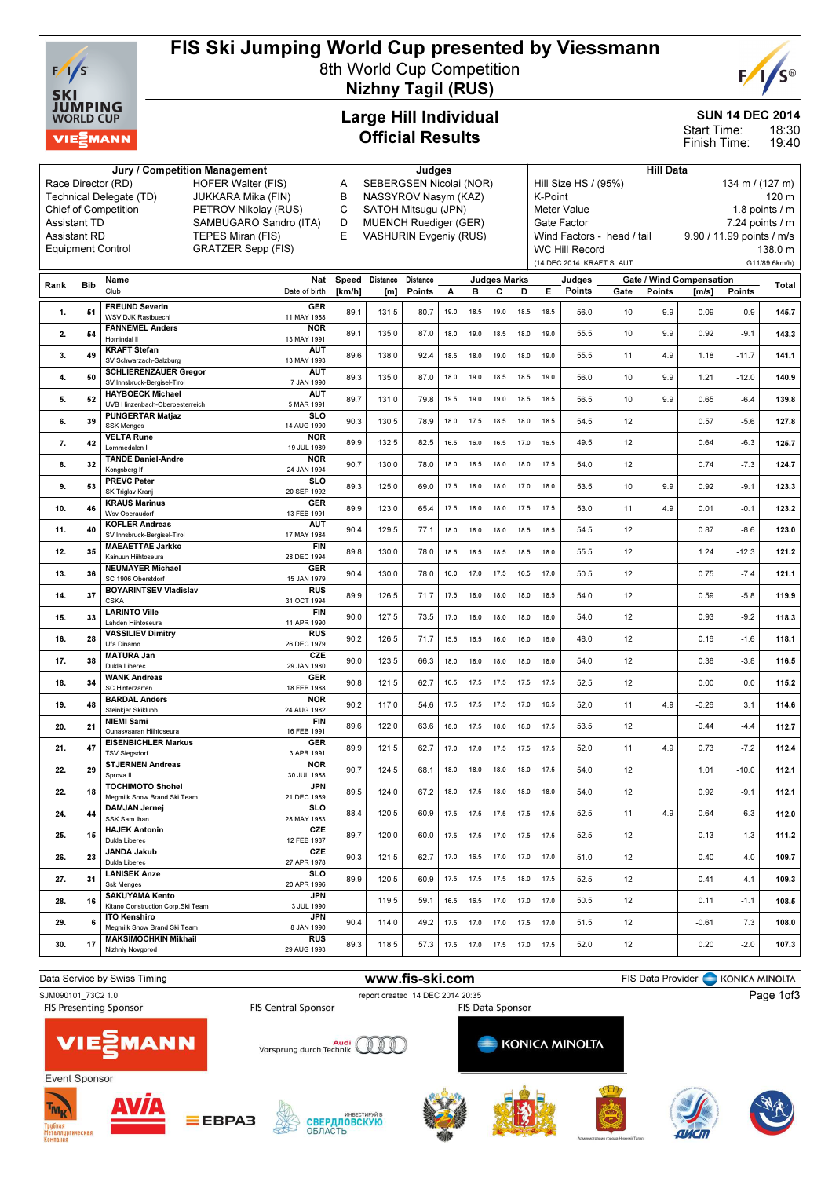# FIS Ski Jumping World Cup presented by Viessmann

8th World Cup Competition

**Nizhny Tagil (RUS)**

## Large Hill Individual
## Official Results

**SUN 14 DEC 2014**
Start Time: 18:30
Finish Time: 19:40

| Jury / Competition Management | | Judges | | Hill Data | |
|---|---|---|---|---|---|
| Race Director (RD) | HOFER Walter (FIS) | A | SEBERGSEN Nicolai (NOR) | Hill Size HS / (95%) | 134 m / (127 m) |
| Technical Delegate (TD) | JUKKARA Mika (FIN) | B | NASSYROV Nasym (KAZ) | K-Point | 120 m |
| Chief of Competition | PETROV Nikolay (RUS) | C | SATOH Mitsugu (JPN) | Meter Value | 1.8 points / m |
| Assistant TD | SAMBUGARO Sandro (ITA) | D | MUENCH Ruediger (GER) | Gate Factor | 7.24 points / m |
| Assistant RD | TEPES Miran (FIS) | E | VASHURIN Evgeniy (RUS) | Wind Factors - head / tail | 9.90 / 11.99 points / m/s |
| Equipment Control | GRATZER Sepp (FIS) | | | WC Hill Record | 138.0 m |
| | | | | (14 DEC 2014 KRAFT S. AUT | G11/89.6km/h) |

| Rank | Bib | Name / Club | Nat / Date of birth | Speed [km/h] | Distance [m] | Distance Points | A | B | C | D | E | Judges Points | Gate | Gate Points | Wind [m/s] | Wind Points | Total |
|---|---|---|---|---|---|---|---|---|---|---|---|---|---|---|---|---|---|
| 1. | 51 | FREUND Severin / WSV DJK Rastbuechl | GER / 11 MAY 1988 | 89.1 | 131.5 | 80.7 | 19.0 | 18.5 | 19.0 | 18.5 | 18.5 | 56.0 | 10 | 9.9 | 0.09 | -0.9 | 145.7 |
| 2. | 54 | FANNEMEL Anders / Hornindal Il | NOR / 13 MAY 1991 | 89.1 | 135.0 | 87.0 | 18.0 | 19.0 | 18.5 | 18.0 | 19.0 | 55.5 | 10 | 9.9 | 0.92 | -9.1 | 143.3 |
| 3. | 49 | KRAFT Stefan / SV Schwarzach-Salzburg | AUT / 13 MAY 1993 | 89.6 | 138.0 | 92.4 | 18.5 | 18.0 | 19.0 | 18.0 | 19.0 | 55.5 | 11 | 4.9 | 1.18 | -11.7 | 141.1 |
| 4. | 50 | SCHLIERENZAUER Gregor / SV Innsbruck-Bergisel-Tirol | AUT / 7 JAN 1990 | 89.3 | 135.0 | 87.0 | 18.0 | 19.0 | 18.5 | 18.5 | 19.0 | 56.0 | 10 | 9.9 | 1.21 | -12.0 | 140.9 |
| 5. | 52 | HAYBOECK Michael / UVB Hinzenbach-Oberoesterreich | AUT / 5 MAR 1991 | 89.7 | 131.0 | 79.8 | 19.5 | 19.0 | 19.0 | 18.5 | 18.5 | 56.5 | 10 | 9.9 | 0.65 | -6.4 | 139.8 |
| 6. | 39 | PUNGERTAR Matjaz / SSK Menges | SLO / 14 AUG 1990 | 90.3 | 130.5 | 78.9 | 18.0 | 17.5 | 18.5 | 18.0 | 18.5 | 54.5 | 12 | | 0.57 | -5.6 | 127.8 |
| 7. | 42 | VELTA Rune / Lommedalen Il | NOR / 19 JUL 1989 | 89.9 | 132.5 | 82.5 | 16.5 | 16.0 | 16.5 | 17.0 | 16.5 | 49.5 | 12 | | 0.64 | -6.3 | 125.7 |
| 8. | 32 | TANDE Daniel-Andre / Kongsberg If | NOR / 24 JAN 1994 | 90.7 | 130.0 | 78.0 | 18.0 | 18.5 | 18.0 | 18.0 | 17.5 | 54.0 | 12 | | 0.74 | -7.3 | 124.7 |
| 9. | 53 | PREVC Peter / SK Triglav Kranj | SLO / 20 SEP 1992 | 89.3 | 125.0 | 69.0 | 17.5 | 18.0 | 18.0 | 17.0 | 18.0 | 53.5 | 10 | 9.9 | 0.92 | -9.1 | 123.3 |
| 10. | 46 | KRAUS Marinus / Wsv Oberaudorf | GER / 13 FEB 1991 | 89.9 | 123.0 | 65.4 | 17.5 | 18.0 | 18.0 | 17.5 | 17.5 | 53.0 | 11 | 4.9 | 0.01 | -0.1 | 123.2 |
| 11. | 40 | KOFLER Andreas / SV Innsbruck-Bergisel-Tirol | AUT / 17 MAY 1984 | 90.4 | 129.5 | 77.1 | 18.0 | 18.0 | 18.0 | 18.5 | 18.5 | 54.5 | 12 | | 0.87 | -8.6 | 123.0 |
| 12. | 35 | MAEAETTAE Jarkko / Kainuun Hiihtoseura | FIN / 28 DEC 1994 | 89.8 | 130.0 | 78.0 | 18.5 | 18.5 | 18.5 | 18.5 | 18.0 | 55.5 | 12 | | 1.24 | -12.3 | 121.2 |
| 13. | 36 | NEUMAYER Michael / SC 1906 Oberstdorf | GER / 15 JAN 1979 | 90.4 | 130.0 | 78.0 | 16.0 | 17.0 | 17.5 | 16.5 | 17.0 | 50.5 | 12 | | 0.75 | -7.4 | 121.1 |
| 14. | 37 | BOYARINTSEV Vladislav / CSKA | RUS / 31 OCT 1994 | 89.9 | 126.5 | 71.7 | 17.5 | 18.0 | 18.0 | 18.0 | 18.5 | 54.0 | 12 | | 0.59 | -5.8 | 119.9 |
| 15. | 33 | LARINTO Ville / Lahden Hiihtoseura | FIN / 11 APR 1990 | 90.0 | 127.5 | 73.5 | 17.0 | 18.0 | 18.0 | 18.0 | 18.0 | 54.0 | 12 | | 0.93 | -9.2 | 118.3 |
| 16. | 28 | VASSILIEV Dimitry / Ufa Dinamo | RUS / 26 DEC 1979 | 90.2 | 126.5 | 71.7 | 15.5 | 16.5 | 16.0 | 16.0 | 16.0 | 48.0 | 12 | | 0.16 | -1.6 | 118.1 |
| 17. | 38 | MATURA Jan / Dukla Liberec | CZE / 29 JAN 1980 | 90.0 | 123.5 | 66.3 | 18.0 | 18.0 | 18.0 | 18.0 | 18.0 | 54.0 | 12 | | 0.38 | -3.8 | 116.5 |
| 18. | 34 | WANK Andreas / SC Hinterzarten | GER / 18 FEB 1988 | 90.8 | 121.5 | 62.7 | 16.5 | 17.5 | 17.5 | 17.5 | 17.5 | 52.5 | 12 | | 0.00 | 0.0 | 115.2 |
| 19. | 48 | BARDAL Anders / Steinkjer Skiklubb | NOR / 24 AUG 1982 | 90.2 | 117.0 | 54.6 | 17.5 | 17.5 | 17.5 | 17.0 | 16.5 | 52.0 | 11 | 4.9 | -0.26 | 3.1 | 114.6 |
| 20. | 21 | NIEMI Sami / Ounasvaaran Hiihtoseura | FIN / 16 FEB 1991 | 89.6 | 122.0 | 63.6 | 18.0 | 17.5 | 18.0 | 18.0 | 17.5 | 53.5 | 12 | | 0.44 | -4.4 | 112.7 |
| 21. | 47 | EISENBICHLER Markus / TSV Siegsdorf | GER / 3 APR 1991 | 89.9 | 121.5 | 62.7 | 17.0 | 17.0 | 17.5 | 17.5 | 17.5 | 52.0 | 11 | 4.9 | 0.73 | -7.2 | 112.4 |
| 22. | 29 | STJERNEN Andreas / Sprova IL | NOR / 30 JUL 1988 | 90.7 | 124.5 | 68.1 | 18.0 | 18.0 | 18.0 | 18.0 | 17.5 | 54.0 | 12 | | 1.01 | -10.0 | 112.1 |
| 22. | 18 | TOCHIMOTO Shohei / Megmilk Snow Brand Ski Team | JPN / 21 DEC 1989 | 89.5 | 124.0 | 67.2 | 18.0 | 17.5 | 18.0 | 18.0 | 18.0 | 54.0 | 12 | | 0.92 | -9.1 | 112.1 |
| 24. | 44 | DAMJAN Jernej / SSK Sam Ihan | SLO / 28 MAY 1983 | 88.4 | 120.5 | 60.9 | 17.5 | 17.5 | 17.5 | 17.5 | 17.5 | 52.5 | 11 | 4.9 | 0.64 | -6.3 | 112.0 |
| 25. | 15 | HAJEK Antonin / Dukla Liberec | CZE / 12 FEB 1987 | 89.7 | 120.0 | 60.0 | 17.5 | 17.5 | 17.0 | 17.5 | 17.5 | 52.5 | 12 | | 0.13 | -1.3 | 111.2 |
| 26. | 23 | JANDA Jakub / Dukla Liberec | CZE / 27 APR 1978 | 90.3 | 121.5 | 62.7 | 17.0 | 16.5 | 17.0 | 17.0 | 17.0 | 51.0 | 12 | | 0.40 | -4.0 | 109.7 |
| 27. | 31 | LANISEK Anze / Ssk Menges | SLO / 20 APR 1996 | 89.9 | 120.5 | 60.9 | 17.5 | 17.5 | 17.5 | 18.0 | 17.5 | 52.5 | 12 | | 0.41 | -4.1 | 109.3 |
| 28. | 16 | SAKUYAMA Kento / Kitano Construction Corp.Ski Team | JPN / 3 JUL 1990 | | 119.5 | 59.1 | 16.5 | 16.5 | 17.0 | 17.0 | 17.0 | 50.5 | 12 | | 0.11 | -1.1 | 108.5 |
| 29. | 6 | ITO Kenshiro / Megmilk Snow Brand Ski Team | JPN / 8 JAN 1990 | 90.4 | 114.0 | 49.2 | 17.5 | 17.0 | 17.0 | 17.5 | 17.0 | 51.5 | 12 | | -0.61 | 7.3 | 108.0 |
| 30. | 17 | MAKSIMOCHKIN Mikhail / Nizhny Novgorod | RUS / 29 AUG 1993 | 89.3 | 118.5 | 57.3 | 17.5 | 17.0 | 17.5 | 17.0 | 17.5 | 52.0 | 12 | | 0.20 | -2.0 | 107.3 |

Data Service by Swiss Timing — www.fis-ski.com — FIS Data Provider KONICA MINOLTA

SJM090101_73C2 1.0 — report created 14 DEC 2014 20:35

FIS Presenting Sponsor: VIESSMANN — FIS Central Sponsor: Audi Vorsprung durch Technik — FIS Data Sponsor: KONICA MINOLTA

Event Sponsor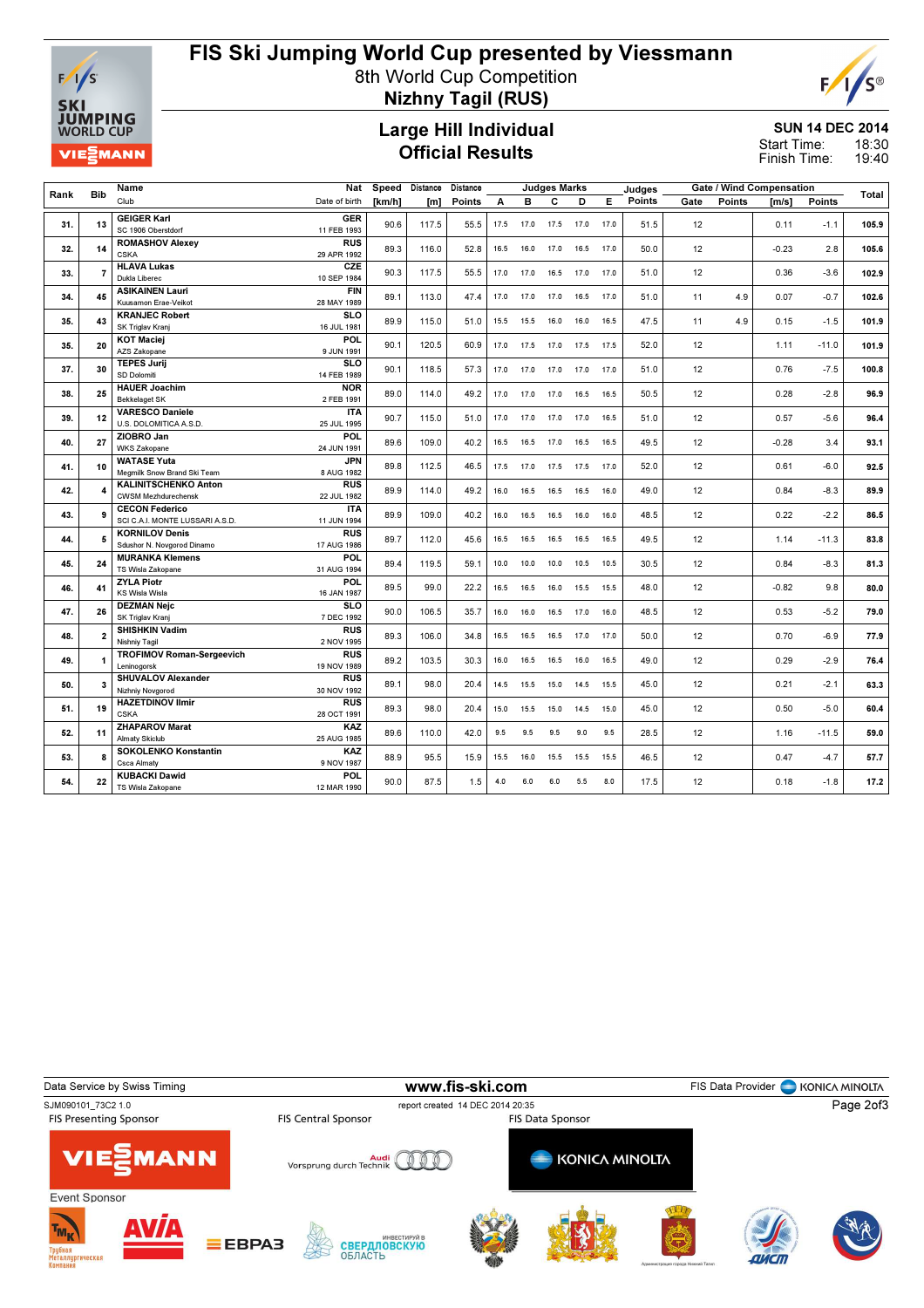# FIS Ski Jumping World Cup presented by Viessmann

8th World Cup Competition

**Nizhny Tagil (RUS)**

## Large Hill Individual
## Official Results

**SUN 14 DEC 2014**

Start Time: 18:30

Finish Time: 19:40

| Rank | Bib | Name / Club | Nat / Date of birth | Speed [km/h] | Distance [m] | Distance Points | A | B | C | D | E | Judges Points | Gate | Gate Points | Wind [m/s] | Wind Points | Total |
|---|---|---|---|---|---|---|---|---|---|---|---|---|---|---|---|---|---|
| 31. | 13 | GEIGER Karl<br>SC 1906 Oberstdorf | GER<br>11 FEB 1993 | 90.6 | 117.5 | 55.5 | 17.5 | 17.0 | 17.5 | 17.0 | 17.0 | 51.5 | 12 | | 0.11 | -1.1 | 105.9 |
| 32. | 14 | ROMASHOV Alexey<br>CSKA | RUS<br>29 APR 1992 | 89.3 | 116.0 | 52.8 | 16.5 | 16.0 | 17.0 | 16.5 | 17.0 | 50.0 | 12 | | -0.23 | 2.8 | 105.6 |
| 33. | 7 | HLAVA Lukas<br>Dukla Liberec | CZE<br>10 SEP 1984 | 90.3 | 117.5 | 55.5 | 17.0 | 17.0 | 16.5 | 17.0 | 17.0 | 51.0 | 12 | | 0.36 | -3.6 | 102.9 |
| 34. | 45 | ASIKAINEN Lauri<br>Kuusamon Erae-Veikot | FIN<br>28 MAY 1989 | 89.1 | 113.0 | 47.4 | 17.0 | 17.0 | 17.0 | 16.5 | 17.0 | 51.0 | 11 | 4.9 | 0.07 | -0.7 | 102.6 |
| 35. | 43 | KRANJEC Robert<br>SK Triglav Kranj | SLO<br>16 JUL 1981 | 89.9 | 115.0 | 51.0 | 15.5 | 15.5 | 16.0 | 16.0 | 16.5 | 47.5 | 11 | 4.9 | 0.15 | -1.5 | 101.9 |
| 35. | 20 | KOT Maciej<br>AZS Zakopane | POL<br>9 JUN 1991 | 90.1 | 120.5 | 60.9 | 17.0 | 17.5 | 17.0 | 17.5 | 17.5 | 52.0 | 12 | | 1.11 | -11.0 | 101.9 |
| 37. | 30 | TEPES Jurij<br>SD Dolomiti | SLO<br>14 FEB 1989 | 90.1 | 118.5 | 57.3 | 17.0 | 17.0 | 17.0 | 17.0 | 17.0 | 51.0 | 12 | | 0.76 | -7.5 | 100.8 |
| 38. | 25 | HAUER Joachim<br>Bekkelaget SK | NOR<br>2 FEB 1991 | 89.0 | 114.0 | 49.2 | 17.0 | 17.0 | 17.0 | 16.5 | 16.5 | 50.5 | 12 | | 0.28 | -2.8 | 96.9 |
| 39. | 12 | VARESCO Daniele<br>U.S. DOLOMITICA A.S.D. | ITA<br>25 JUL 1995 | 90.7 | 115.0 | 51.0 | 17.0 | 17.0 | 17.0 | 17.0 | 16.5 | 51.0 | 12 | | 0.57 | -5.6 | 96.4 |
| 40. | 27 | ZIOBRO Jan<br>WKS Zakopane | POL<br>24 JUN 1991 | 89.6 | 109.0 | 40.2 | 16.5 | 16.5 | 17.0 | 16.5 | 16.5 | 49.5 | 12 | | -0.28 | 3.4 | 93.1 |
| 41. | 10 | WATASE Yuta<br>Megmilk Snow Brand Ski Team | JPN<br>8 AUG 1982 | 89.8 | 112.5 | 46.5 | 17.5 | 17.0 | 17.5 | 17.5 | 17.0 | 52.0 | 12 | | 0.61 | -6.0 | 92.5 |
| 42. | 4 | KALINITSCHENKO Anton<br>CWSM Mezhdurechensk | RUS<br>22 JUL 1982 | 89.9 | 114.0 | 49.2 | 16.0 | 16.5 | 16.5 | 16.5 | 16.0 | 49.0 | 12 | | 0.84 | -8.3 | 89.9 |
| 43. | 9 | CECON Federico<br>SCI C.A.I. MONTE LUSSARI A.S.D. | ITA<br>11 JUN 1994 | 89.9 | 109.0 | 40.2 | 16.0 | 16.5 | 16.5 | 16.0 | 16.0 | 48.5 | 12 | | 0.22 | -2.2 | 86.5 |
| 44. | 5 | KORNILOV Denis<br>Sdushor N. Novgorod Dinamo | RUS<br>17 AUG 1986 | 89.7 | 112.0 | 45.6 | 16.5 | 16.5 | 16.5 | 16.5 | 16.5 | 49.5 | 12 | | 1.14 | -11.3 | 83.8 |
| 45. | 24 | MURANKA Klemens<br>TS Wisla Zakopane | POL<br>31 AUG 1994 | 89.4 | 119.5 | 59.1 | 10.0 | 10.0 | 10.0 | 10.5 | 10.5 | 30.5 | 12 | | 0.84 | -8.3 | 81.3 |
| 46. | 41 | ZYLA Piotr<br>KS Wisla Wisla | POL<br>16 JAN 1987 | 89.5 | 99.0 | 22.2 | 16.5 | 16.5 | 16.0 | 15.5 | 15.5 | 48.0 | 12 | | -0.82 | 9.8 | 80.0 |
| 47. | 26 | DEZMAN Nejc<br>SK Triglav Kranj | SLO<br>7 DEC 1992 | 90.0 | 106.5 | 35.7 | 16.0 | 16.0 | 16.5 | 17.0 | 16.0 | 48.5 | 12 | | 0.53 | -5.2 | 79.0 |
| 48. | 2 | SHISHKIN Vadim<br>Nishniy Tagil | RUS<br>2 NOV 1995 | 89.3 | 106.0 | 34.8 | 16.5 | 16.5 | 16.5 | 17.0 | 17.0 | 50.0 | 12 | | 0.70 | -6.9 | 77.9 |
| 49. | 1 | TROFIMOV Roman-Sergeevich<br>Leninogorsk | RUS<br>19 NOV 1989 | 89.2 | 103.5 | 30.3 | 16.0 | 16.5 | 16.5 | 16.0 | 16.5 | 49.0 | 12 | | 0.29 | -2.9 | 76.4 |
| 50. | 3 | SHUVALOV Alexander<br>Nizhniy Novgorod | RUS<br>30 NOV 1992 | 89.1 | 98.0 | 20.4 | 14.5 | 15.5 | 15.0 | 14.5 | 15.5 | 45.0 | 12 | | 0.21 | -2.1 | 63.3 |
| 51. | 19 | HAZETDINOV Ilmir<br>CSKA | RUS<br>28 OCT 1991 | 89.3 | 98.0 | 20.4 | 15.0 | 15.5 | 15.0 | 14.5 | 15.0 | 45.0 | 12 | | 0.50 | -5.0 | 60.4 |
| 52. | 11 | ZHAPAROV Marat<br>Almaty Skiclub | KAZ<br>25 AUG 1985 | 89.6 | 110.0 | 42.0 | 9.5 | 9.5 | 9.5 | 9.0 | 9.5 | 28.5 | 12 | | 1.16 | -11.5 | 59.0 |
| 53. | 8 | SOKOLENKO Konstantin<br>Csca Almaty | KAZ<br>9 NOV 1987 | 88.9 | 95.5 | 15.9 | 15.5 | 16.0 | 15.5 | 15.5 | 15.5 | 46.5 | 12 | | 0.47 | -4.7 | 57.7 |
| 54. | 22 | KUBACKI Dawid<br>TS Wisla Zakopane | POL<br>12 MAR 1990 | 90.0 | 87.5 | 1.5 | 4.0 | 6.0 | 6.0 | 5.5 | 8.0 | 17.5 | 12 | | 0.18 | -1.8 | 17.2 |

Data Service by Swiss Timing — www.fis-ski.com — FIS Data Provider KONICA MINOLTA

SJM090101_73C2 1.0 — report created 14 DEC 2014 20:35

FIS Presenting Sponsor — FIS Central Sponsor — FIS Data Sponsor

Event Sponsor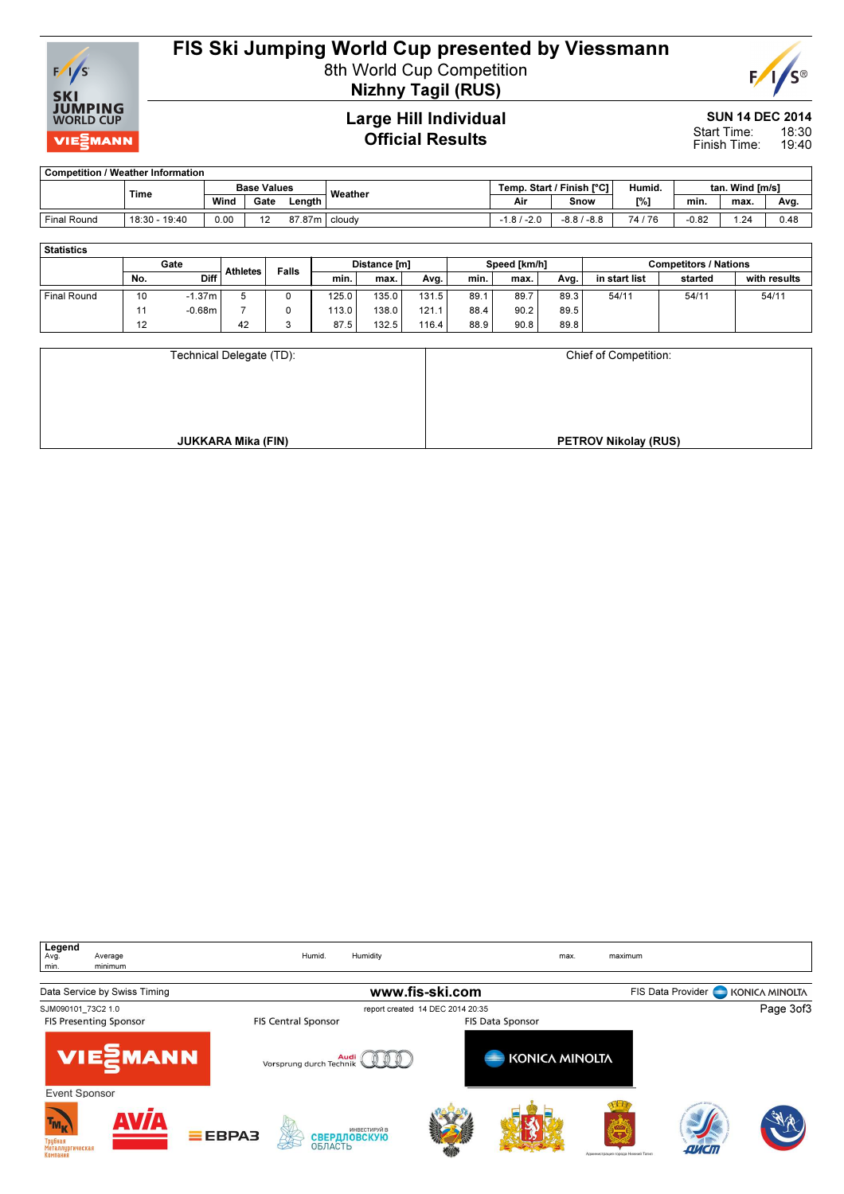# FIS Ski Jumping World Cup presented by Viessmann

8th World Cup Competition

**Nizhny Tagil (RUS)**

## Large Hill Individual
## Official Results

**SUN 14 DEC 2014**
Start Time: 18:30
Finish Time: 19:40

**Competition / Weather Information**

| | Time | Base Values | | | Weather | Temp. Start / Finish [°C] | | Humid. | tan. Wind [m/s] | | |
|---|---|---|---|---|---|---|---|---|---|---|---|
| | | Wind | Gate | Length | | Air | Snow | [%] | min. | max. | Avg. |
| Final Round | 18:30 - 19:40 | 0.00 | 12 | 87.87m | cloudy | -1.8 / -2.0 | -8.8 / -8.8 | 74 / 76 | -0.82 | 1.24 | 0.48 |

**Statistics**

| | Gate | | Athletes | Falls | Distance [m] | | | Speed [km/h] | | | Competitors / Nations | | |
|---|---|---|---|---|---|---|---|---|---|---|---|---|---|
| | No. | Diff | | | min. | max. | Avg. | min. | max. | Avg. | in start list | started | with results |
| Final Round | 10 | -1.37m | 5 | 0 | 125.0 | 135.0 | 131.5 | 89.1 | 89.7 | 89.3 | 54/11 | 54/11 | 54/11 |
| | 11 | -0.68m | 7 | 0 | 113.0 | 138.0 | 121.1 | 88.4 | 90.2 | 89.5 | | | |
| | 12 | | 42 | 3 | 87.5 | 132.5 | 116.4 | 88.9 | 90.8 | 89.8 | | | |

| Technical Delegate (TD): | Chief of Competition: |
|---|---|
| **JUKKARA Mika (FIN)** | **PETROV Nikolay (RUS)** |

**Legend**
Avg. Average
min. minimum
Humid. Humidity
max. maximum

Data Service by Swiss Timing
www.fis-ski.com
FIS Data Provider KONICA MINOLTA
SJM090101_73C2 1.0
report created 14 DEC 2014 20:35

FIS Presenting Sponsor: VIESSMANN
FIS Central Sponsor: Audi Vorsprung durch Technik
FIS Data Sponsor: KONICA MINOLTA
Event Sponsor